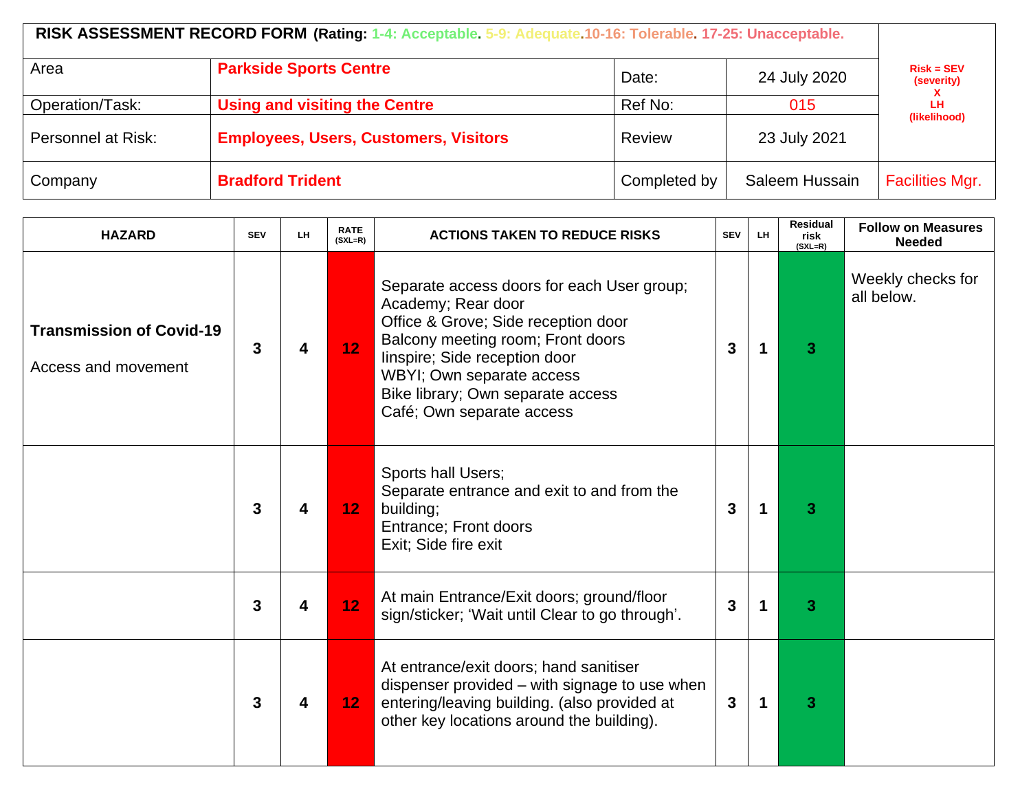**RISK ASSESSMENT RECORD FORM** (Rating: 1-4: Acceptable. 5-9: Adequate.10-16: Tolerable. 17-25: Unacceptable.)

| | | | | Risk = SEV (severity) X LH (likelihood) |
|---|---|---|---|---|
| Area | **Parkside Sports Centre** | Date: | 24 July 2020 | |
| Operation/Task: | **Using and visiting the Centre** | Ref No: | 015 | |
| Personnel at Risk: | **Employees, Users, Customers, Visitors** | Review | 23 July 2021 | |
| Company | **Bradford Trident** | Completed by | Saleem Hussain | Facilities Mgr. |

| HAZARD | SEV | LH | RATE (SXL=R) | ACTIONS TAKEN TO REDUCE RISKS | SEV | LH | Residual risk (SXL=R) | Follow on Measures Needed |
|---|---|---|---|---|---|---|---|---|
| **Transmission of Covid-19**<br><br>Access and movement | **3** | **4** | **12** | Separate access doors for each User group;<br>Academy; Rear door<br>Office & Grove; Side reception door<br>Balcony meeting room; Front doors<br>Iinspire; Side reception door<br>WBYI; Own separate access<br>Bike library; Own separate access<br>Café; Own separate access | **3** | **1** | **3** | Weekly checks for all below. |
| | **3** | **4** | **12** | Sports hall Users;<br>Separate entrance and exit to and from the building;<br>Entrance; Front doors<br>Exit; Side fire exit | **3** | **1** | **3** | |
| | **3** | **4** | **12** | At main Entrance/Exit doors; ground/floor sign/sticker; 'Wait until Clear to go through'. | **3** | **1** | **3** | |
| | **3** | **4** | **12** | At entrance/exit doors; hand sanitiser dispenser provided – with signage to use when entering/leaving building. (also provided at other key locations around the building). | **3** | **1** | **3** | |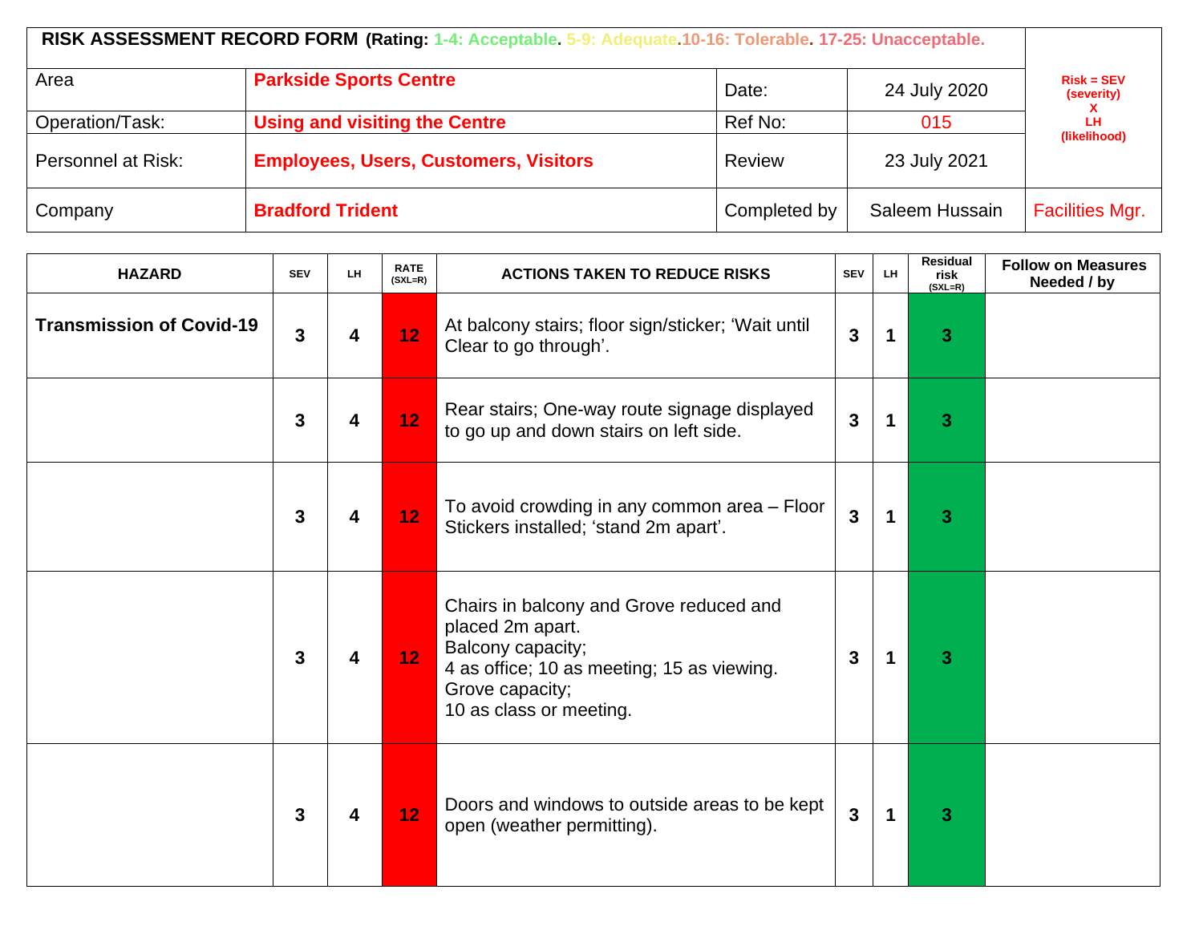| RISK ASSESSMENT RECORD FORM (Rating: 1-4: Acceptable. 5-9: Adequate. 10-16: Tolerable. 17-25: Unacceptable.) | | | | Risk = SEV (severity) X LH (likelihood) |
|---|---|---|---|---|
| Area | **Parkside Sports Centre** | Date: | 24 July 2020 | |
| Operation/Task: | **Using and visiting the Centre** | Ref No: | 015 | |
| Personnel at Risk: | **Employees, Users, Customers, Visitors** | Review | 23 July 2021 | |
| Company | **Bradford Trident** | Completed by | Saleem Hussain | Facilities Mgr. |

| HAZARD | SEV | LH | RATE (SXL=R) | ACTIONS TAKEN TO REDUCE RISKS | SEV | LH | Residual risk (SXL=R) | Follow on Measures Needed / by |
|---|---|---|---|---|---|---|---|---|
| **Transmission of Covid-19** | 3 | 4 | 12 | At balcony stairs; floor sign/sticker; 'Wait until Clear to go through'. | 3 | 1 | 3 | |
| | 3 | 4 | 12 | Rear stairs; One-way route signage displayed to go up and down stairs on left side. | 3 | 1 | 3 | |
| | 3 | 4 | 12 | To avoid crowding in any common area – Floor Stickers installed; 'stand 2m apart'. | 3 | 1 | 3 | |
| | 3 | 4 | 12 | Chairs in balcony and Grove reduced and placed 2m apart. Balcony capacity; 4 as office; 10 as meeting; 15 as viewing. Grove capacity; 10 as class or meeting. | 3 | 1 | 3 | |
| | 3 | 4 | 12 | Doors and windows to outside areas to be kept open (weather permitting). | 3 | 1 | 3 | |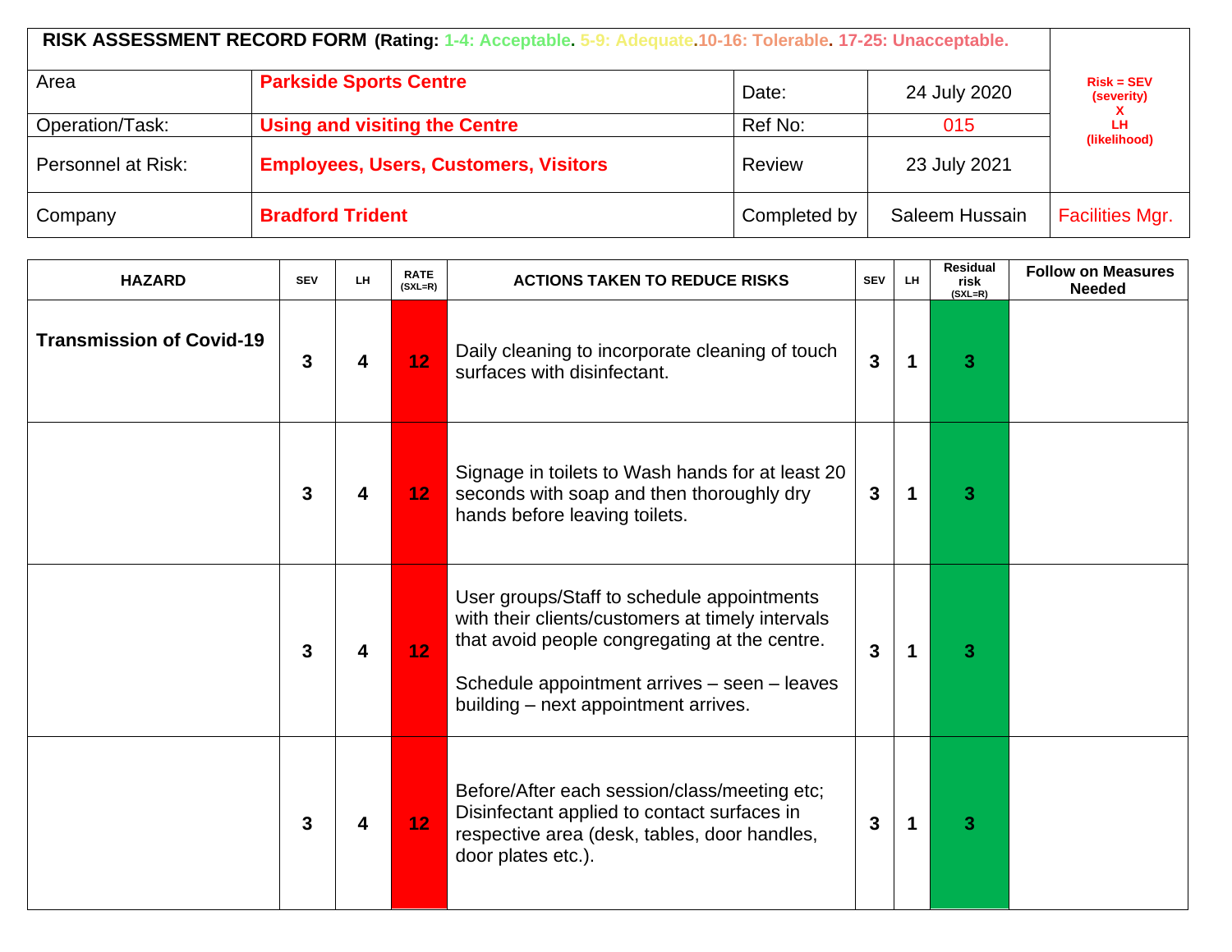| **RISK ASSESSMENT RECORD FORM (Rating: 1-4: Acceptable. 5-9: Adequate.10-16: Tolerable. 17-25: Unacceptable.** | | | | Risk = SEV (severity) X LH (likelihood) |
|---|---|---|---|---|
| Area | **Parkside Sports Centre** | Date: | 24 July 2020 | |
| Operation/Task: | **Using and visiting the Centre** | Ref No: | 015 | |
| Personnel at Risk: | **Employees, Users, Customers, Visitors** | Review | 23 July 2021 | |
| Company | **Bradford Trident** | Completed by | Saleem Hussain | Facilities Mgr. |

| HAZARD | SEV | LH | RATE (SXL=R) | ACTIONS TAKEN TO REDUCE RISKS | SEV | LH | Residual risk (SXL=R) | Follow on Measures Needed |
|---|---|---|---|---|---|---|---|---|
| **Transmission of Covid-19** | 3 | 4 | 12 | Daily cleaning to incorporate cleaning of touch surfaces with disinfectant. | 3 | 1 | 3 | |
| | 3 | 4 | 12 | Signage in toilets to Wash hands for at least 20 seconds with soap and then thoroughly dry hands before leaving toilets. | 3 | 1 | 3 | |
| | 3 | 4 | 12 | User groups/Staff to schedule appointments with their clients/customers at timely intervals that avoid people congregating at the centre.<br><br>Schedule appointment arrives – seen – leaves building – next appointment arrives. | 3 | 1 | 3 | |
| | 3 | 4 | 12 | Before/After each session/class/meeting etc; Disinfectant applied to contact surfaces in respective area (desk, tables, door handles, door plates etc.). | 3 | 1 | 3 | |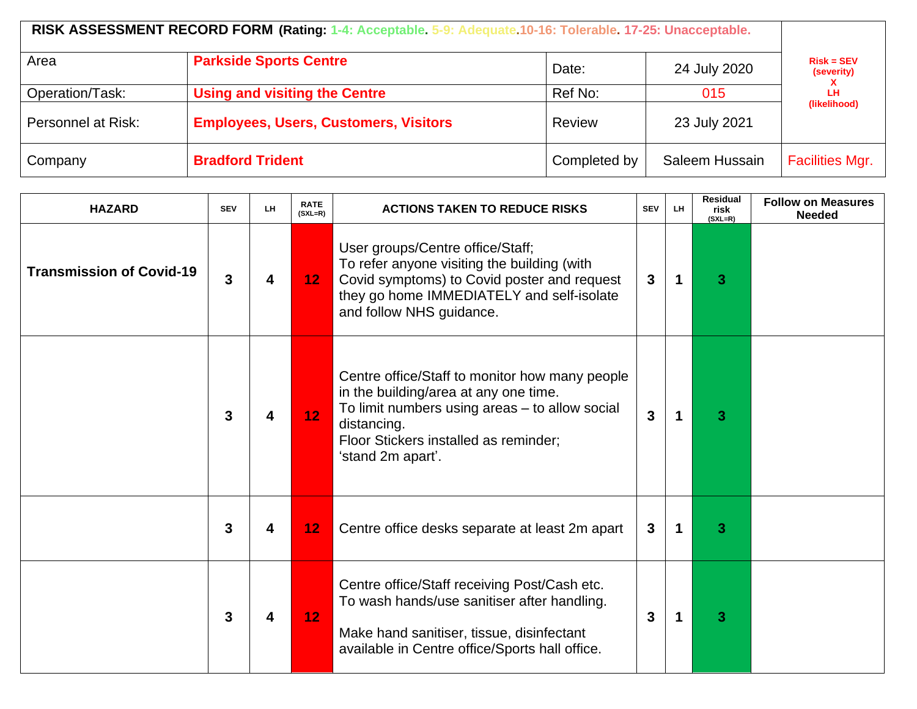| RISK ASSESSMENT RECORD FORM (Rating: 1-4: Acceptable. 5-9: Adequate.10-16: Tolerable. 17-25: Unacceptable. | | | | Risk = SEV (severity) X LH (likelihood) |
|---|---|---|---|---|
| Area | Parkside Sports Centre | Date: | 24 July 2020 | |
| Operation/Task: | Using and visiting the Centre | Ref No: | 015 | |
| Personnel at Risk: | Employees, Users, Customers, Visitors | Review | 23 July 2021 | |
| Company | Bradford Trident | Completed by | Saleem Hussain | Facilities Mgr. |

| HAZARD | SEV | LH | RATE (SXL=R) | ACTIONS TAKEN TO REDUCE RISKS | SEV | LH | Residual risk (SXL=R) | Follow on Measures Needed |
|---|---|---|---|---|---|---|---|---|
| **Transmission of Covid-19** | 3 | 4 | 12 | User groups/Centre office/Staff;<br>To refer anyone visiting the building (with Covid symptoms) to Covid poster and request they go home IMMEDIATELY and self-isolate and follow NHS guidance. | 3 | 1 | 3 | |
| | 3 | 4 | 12 | Centre office/Staff to monitor how many people in the building/area at any one time.<br>To limit numbers using areas – to allow social distancing.<br>Floor Stickers installed as reminder;<br>'stand 2m apart'. | 3 | 1 | 3 | |
| | 3 | 4 | 12 | Centre office desks separate at least 2m apart | 3 | 1 | 3 | |
| | 3 | 4 | 12 | Centre office/Staff receiving Post/Cash etc. To wash hands/use sanitiser after handling.<br><br>Make hand sanitiser, tissue, disinfectant available in Centre office/Sports hall office. | 3 | 1 | 3 | |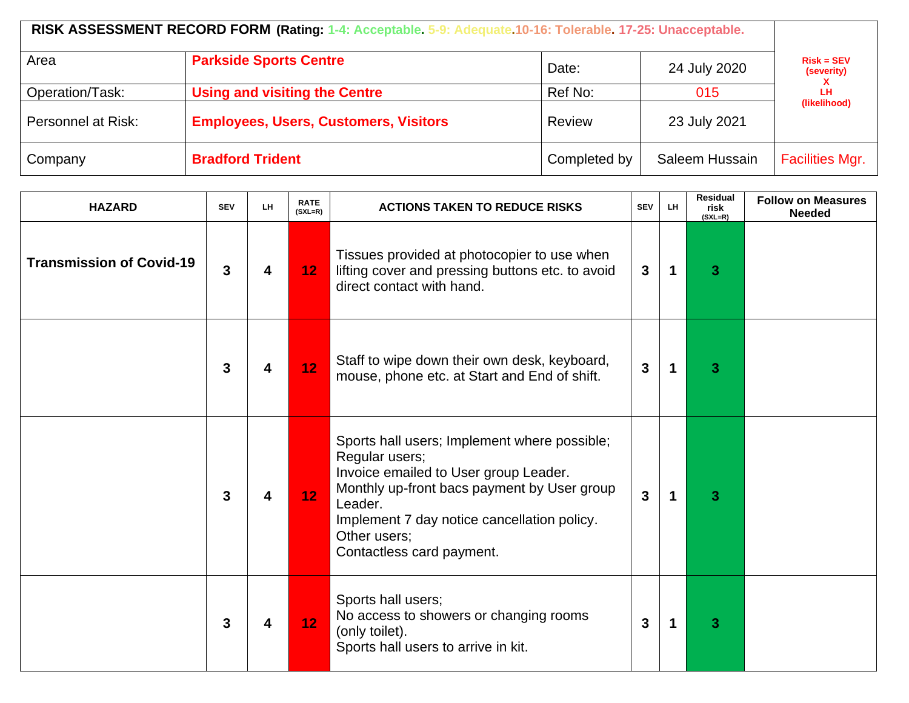| RISK ASSESSMENT RECORD FORM (Rating: 1-4: Acceptable. 5-9: Adequate.10-16: Tolerable. 17-25: Unacceptable. | | | | Risk = SEV (severity) X LH (likelihood) |
|---|---|---|---|---|
| Area | Parkside Sports Centre | Date: | 24 July 2020 | |
| Operation/Task: | Using and visiting the Centre | Ref No: | 015 | |
| Personnel at Risk: | Employees, Users, Customers, Visitors | Review | 23 July 2021 | |
| Company | Bradford Trident | Completed by | Saleem Hussain | Facilities Mgr. |

| HAZARD | SEV | LH | RATE (SXL=R) | ACTIONS TAKEN TO REDUCE RISKS | SEV | LH | Residual risk (SXL=R) | Follow on Measures Needed |
|---|---|---|---|---|---|---|---|---|
| **Transmission of Covid-19** | 3 | 4 | 12 | Tissues provided at photocopier to use when lifting cover and pressing buttons etc. to avoid direct contact with hand. | 3 | 1 | 3 | |
| | 3 | 4 | 12 | Staff to wipe down their own desk, keyboard, mouse, phone etc. at Start and End of shift. | 3 | 1 | 3 | |
| | 3 | 4 | 12 | Sports hall users; Implement where possible;<br>Regular users;<br>Invoice emailed to User group Leader.<br>Monthly up-front bacs payment by User group Leader.<br>Implement 7 day notice cancellation policy.<br>Other users;<br>Contactless card payment. | 3 | 1 | 3 | |
| | 3 | 4 | 12 | Sports hall users;<br>No access to showers or changing rooms (only toilet).<br>Sports hall users to arrive in kit. | 3 | 1 | 3 | |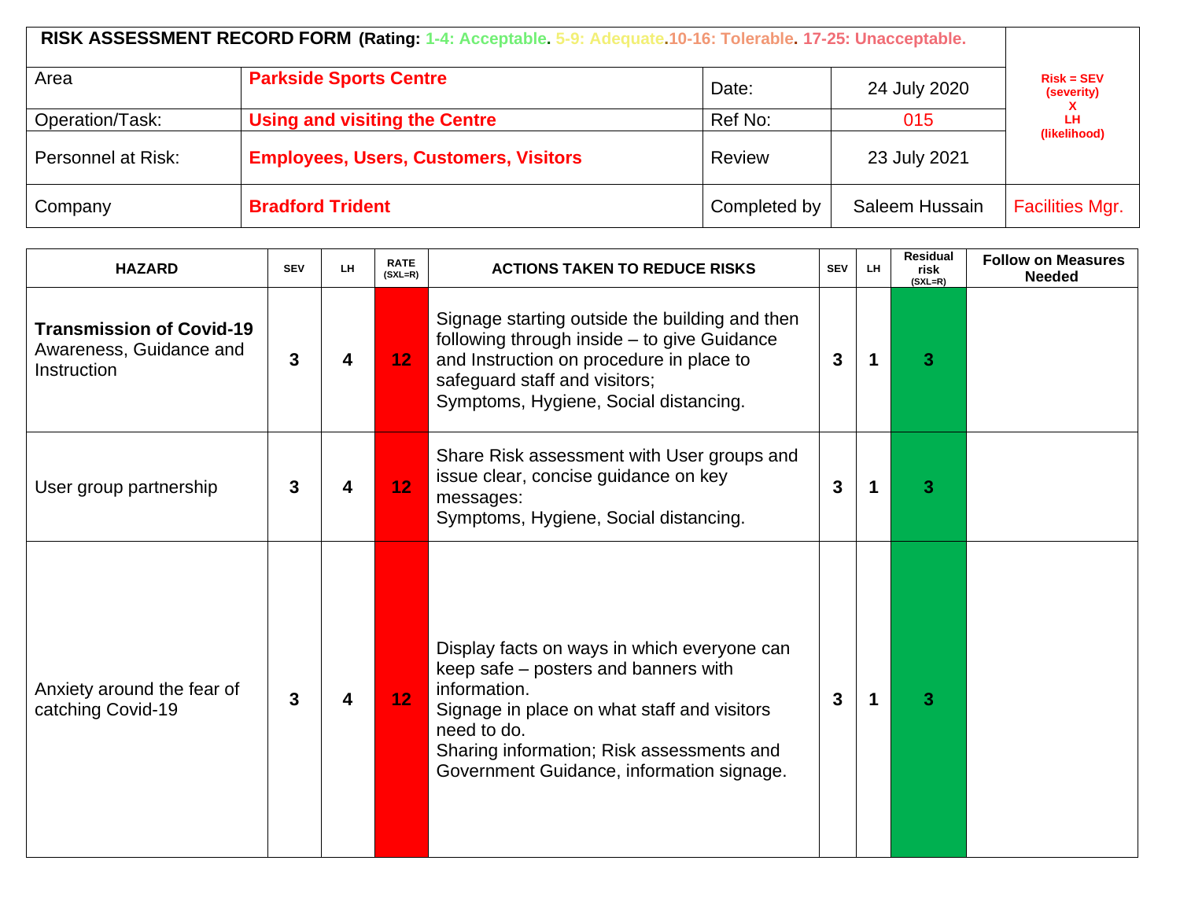| **RISK ASSESSMENT RECORD FORM** (Rating: 1-4: Acceptable. 5-9: Adequate. 10-16: Tolerable. 17-25: Unacceptable.) | | | | Risk = SEV (severity) X LH (likelihood) |
|---|---|---|---|---|
| Area | **Parkside Sports Centre** | Date: | 24 July 2020 | |
| Operation/Task: | **Using and visiting the Centre** | Ref No: | 015 | |
| Personnel at Risk: | **Employees, Users, Customers, Visitors** | Review | 23 July 2021 | |
| Company | **Bradford Trident** | Completed by | Saleem Hussain | Facilities Mgr. |

| HAZARD | SEV | LH | RATE (SXL=R) | ACTIONS TAKEN TO REDUCE RISKS | SEV | LH | Residual risk (SXL=R) | Follow on Measures Needed |
|---|---|---|---|---|---|---|---|---|
| **Transmission of Covid-19** Awareness, Guidance and Instruction | 3 | 4 | 12 | Signage starting outside the building and then following through inside – to give Guidance and Instruction on procedure in place to safeguard staff and visitors; Symptoms, Hygiene, Social distancing. | 3 | 1 | 3 | |
| User group partnership | 3 | 4 | 12 | Share Risk assessment with User groups and issue clear, concise guidance on key messages: Symptoms, Hygiene, Social distancing. | 3 | 1 | 3 | |
| Anxiety around the fear of catching Covid-19 | 3 | 4 | 12 | Display facts on ways in which everyone can keep safe – posters and banners with information. Signage in place on what staff and visitors need to do. Sharing information; Risk assessments and Government Guidance, information signage. | 3 | 1 | 3 | |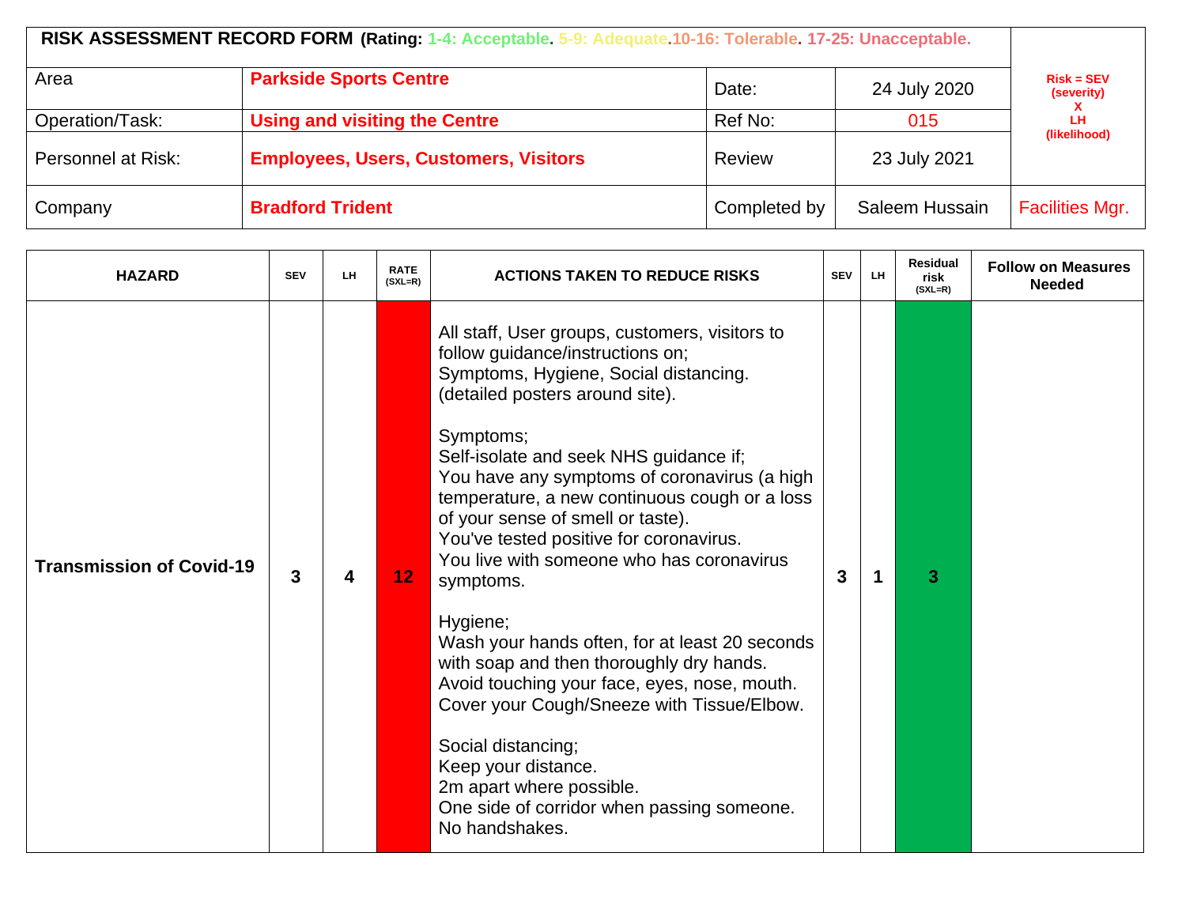| RISK ASSESSMENT RECORD FORM (Rating: 1-4: Acceptable. 5-9: Adequate. 10-16: Tolerable. 17-25: Unacceptable.) | | | | Risk = SEV (severity) X LH (likelihood) |
|---|---|---|---|---|
| Area | **Parkside Sports Centre** | Date: | 24 July 2020 | |
| Operation/Task: | **Using and visiting the Centre** | Ref No: | 015 | |
| Personnel at Risk: | **Employees, Users, Customers, Visitors** | Review | 23 July 2021 | |
| Company | **Bradford Trident** | Completed by | Saleem Hussain | Facilities Mgr. |

| HAZARD | SEV | LH | RATE (SXL=R) | ACTIONS TAKEN TO REDUCE RISKS | SEV | LH | Residual risk (SXL=R) | Follow on Measures Needed |
|---|---|---|---|---|---|---|---|---|
| **Transmission of Covid-19** | **3** | **4** | **12** | All staff, User groups, customers, visitors to follow guidance/instructions on; Symptoms, Hygiene, Social distancing. (detailed posters around site).<br><br>Symptoms;<br>Self-isolate and seek NHS guidance if;<br>You have any symptoms of coronavirus (a high temperature, a new continuous cough or a loss of your sense of smell or taste).<br>You've tested positive for coronavirus.<br>You live with someone who has coronavirus symptoms.<br><br>Hygiene;<br>Wash your hands often, for at least 20 seconds with soap and then thoroughly dry hands.<br>Avoid touching your face, eyes, nose, mouth.<br>Cover your Cough/Sneeze with Tissue/Elbow.<br><br>Social distancing;<br>Keep your distance.<br>2m apart where possible.<br>One side of corridor when passing someone.<br>No handshakes. | **3** | **1** | **3** | |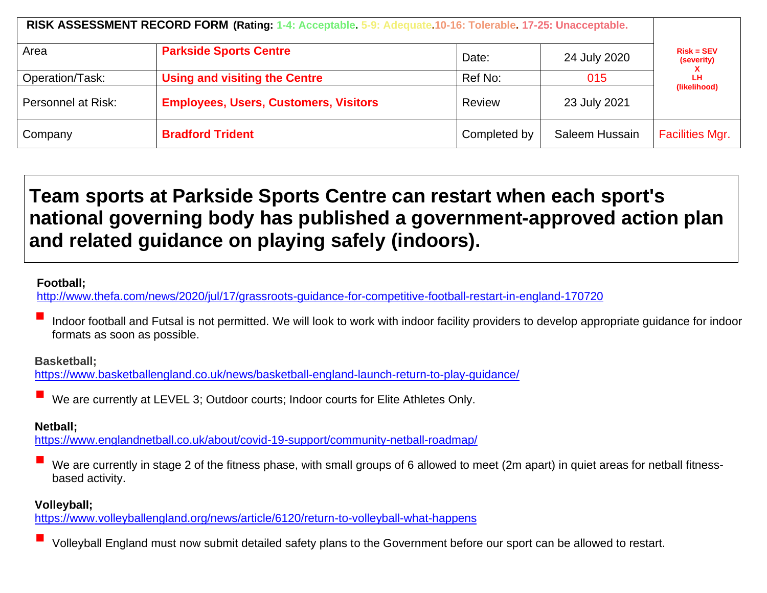| RISK ASSESSMENT RECORD FORM (Rating: 1-4: Acceptable. 5-9: Adequate.10-16: Tolerable. 17-25: Unacceptable. | | | | Risk = SEV (severity) X LH (likelihood) |
|---|---|---|---|---|
| Area | Parkside Sports Centre | Date: | 24 July 2020 | |
| Operation/Task: | Using and visiting the Centre | Ref No: | 015 | |
| Personnel at Risk: | Employees, Users, Customers, Visitors | Review | 23 July 2021 | |
| Company | Bradford Trident | Completed by | Saleem Hussain | Facilities Mgr. |

# Team sports at Parkside Sports Centre can restart when each sport's national governing body has published a government-approved action plan and related guidance on playing safely (indoors).

**Football;**
http://www.thefa.com/news/2020/jul/17/grassroots-guidance-for-competitive-football-restart-in-england-170720

- Indoor football and Futsal is not permitted. We will look to work with indoor facility providers to develop appropriate guidance for indoor formats as soon as possible.

**Basketball;**
https://www.basketballengland.co.uk/news/basketball-england-launch-return-to-play-guidance/

- We are currently at LEVEL 3; Outdoor courts; Indoor courts for Elite Athletes Only.

**Netball;**
https://www.englandnetball.co.uk/about/covid-19-support/community-netball-roadmap/

- We are currently in stage 2 of the fitness phase, with small groups of 6 allowed to meet (2m apart) in quiet areas for netball fitness-based activity.

**Volleyball;**
https://www.volleyballengland.org/news/article/6120/return-to-volleyball-what-happens

- Volleyball England must now submit detailed safety plans to the Government before our sport can be allowed to restart.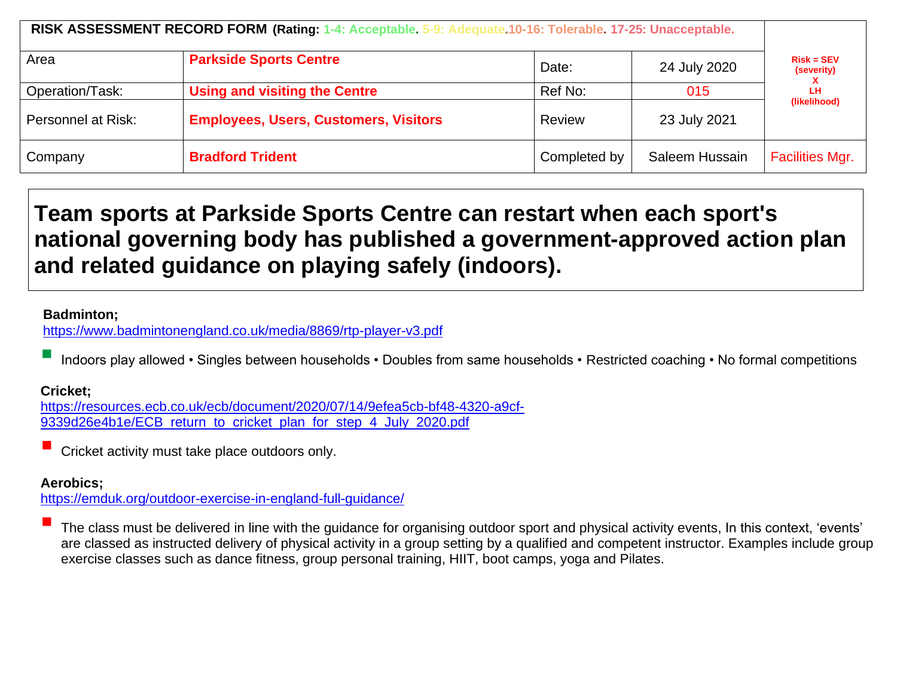| RISK ASSESSMENT RECORD FORM (Rating: 1-4: Acceptable. 5-9: Adequate. 10-16: Tolerable. 17-25: Unacceptable. | | | | Risk = SEV (severity) X LH (likelihood) |
|---|---|---|---|---|
| Area | **Parkside Sports Centre** | Date: | 24 July 2020 | |
| Operation/Task: | **Using and visiting the Centre** | Ref No: | 015 | |
| Personnel at Risk: | **Employees, Users, Customers, Visitors** | Review | 23 July 2021 | |
| Company | **Bradford Trident** | Completed by | Saleem Hussain | Facilities Mgr. |

# Team sports at Parkside Sports Centre can restart when each sport's national governing body has published a government-approved action plan and related guidance on playing safely (indoors).

**Badminton;**
https://www.badmintonengland.co.uk/media/8869/rtp-player-v3.pdf

- Indoors play allowed • Singles between households • Doubles from same households • Restricted coaching • No formal competitions

**Cricket;**
https://resources.ecb.co.uk/ecb/document/2020/07/14/9efea5cb-bf48-4320-a9cf-9339d26e4b1e/ECB_return_to_cricket_plan_for_step_4_July_2020.pdf

- Cricket activity must take place outdoors only.

**Aerobics;**
https://emduk.org/outdoor-exercise-in-england-full-guidance/

- The class must be delivered in line with the guidance for organising outdoor sport and physical activity events, In this context, 'events' are classed as instructed delivery of physical activity in a group setting by a qualified and competent instructor. Examples include group exercise classes such as dance fitness, group personal training, HIIT, boot camps, yoga and Pilates.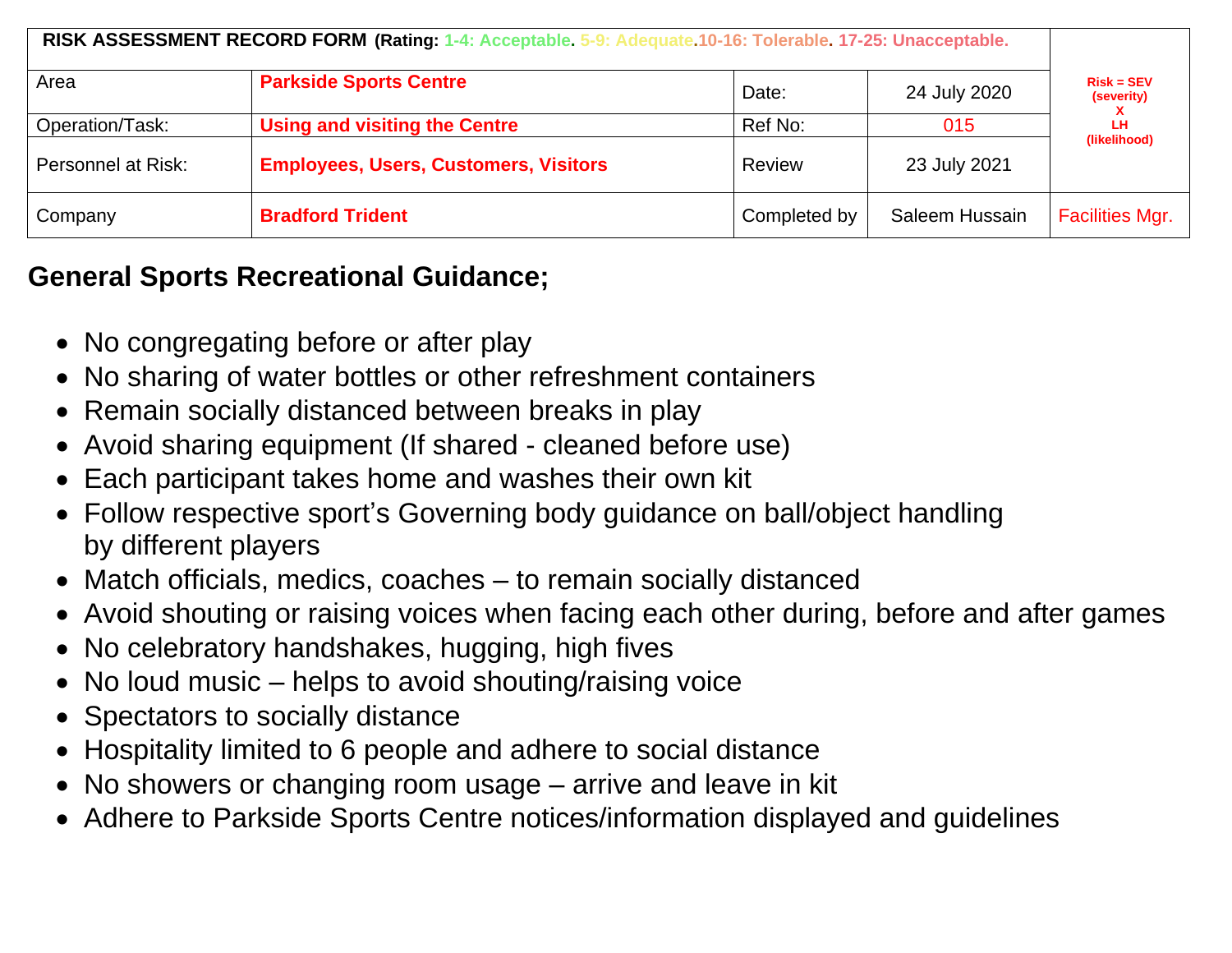| RISK ASSESSMENT RECORD FORM (Rating: 1-4: Acceptable. 5-9: Adequate. 10-16: Tolerable. 17-25: Unacceptable. | | | | Risk = SEV (severity) X LH (likelihood) |
|---|---|---|---|---|
| Area | Parkside Sports Centre | Date: | 24 July 2020 | |
| Operation/Task: | Using and visiting the Centre | Ref No: | 015 | |
| Personnel at Risk: | Employees, Users, Customers, Visitors | Review | 23 July 2021 | |
| Company | Bradford Trident | Completed by | Saleem Hussain | Facilities Mgr. |

## General Sports Recreational Guidance;

- No congregating before or after play
- No sharing of water bottles or other refreshment containers
- Remain socially distanced between breaks in play
- Avoid sharing equipment (If shared - cleaned before use)
- Each participant takes home and washes their own kit
- Follow respective sport's Governing body guidance on ball/object handling by different players
- Match officials, medics, coaches – to remain socially distanced
- Avoid shouting or raising voices when facing each other during, before and after games
- No celebratory handshakes, hugging, high fives
- No loud music – helps to avoid shouting/raising voice
- Spectators to socially distance
- Hospitality limited to 6 people and adhere to social distance
- No showers or changing room usage – arrive and leave in kit
- Adhere to Parkside Sports Centre notices/information displayed and guidelines